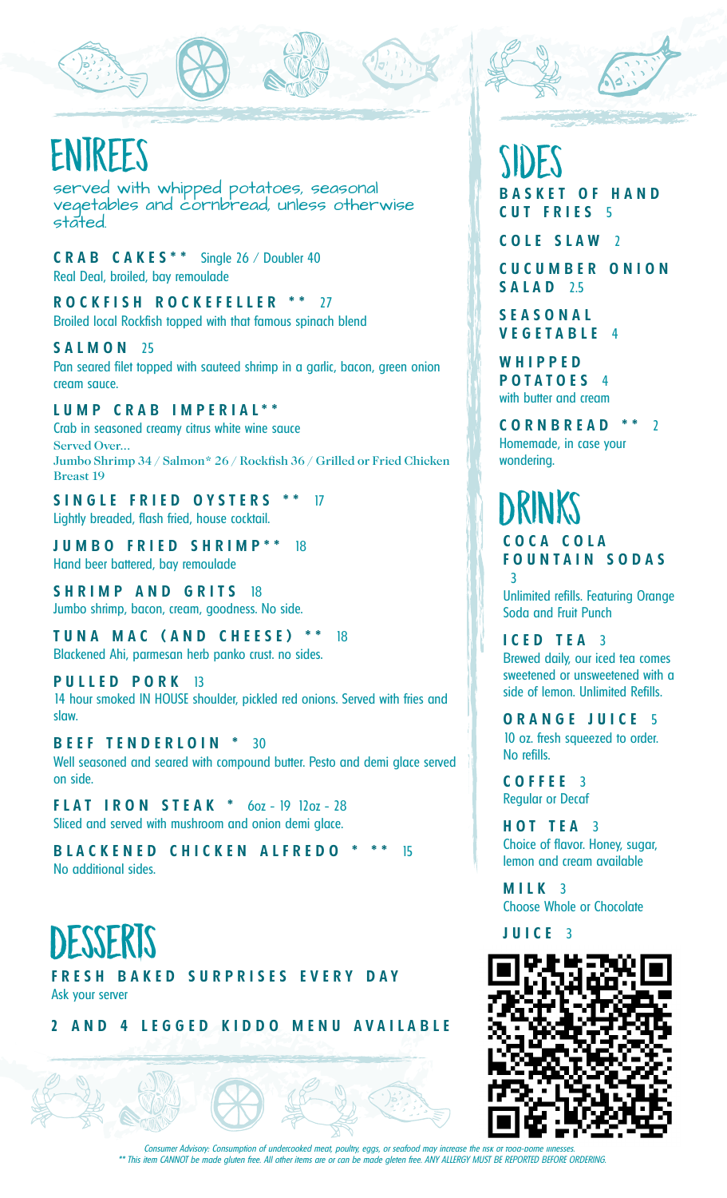# ENTREES

served with whipped potatoes, seasonal vegetables and cornbread, unless otherwise stated.

**CRAB CAKES\*\*** Single 26 / Doubler 40
Real Deal, broiled, bay remoulade

**ROCKFISH ROCKEFELLER \*\*** 27
Broiled local Rockfish topped with that famous spinach blend

**SALMON** 25
Pan seared filet topped with sauteed shrimp in a garlic, bacon, green onion cream sauce.

**LUMP CRAB IMPERIAL\*\***
Crab in seasoned creamy citrus white wine sauce
Served Over...
Jumbo Shrimp 34 / Salmon* 26 / Rockfish 36 / Grilled or Fried Chicken Breast 19

**SINGLE FRIED OYSTERS \*\*** 17
Lightly breaded, flash fried, house cocktail.

**JUMBO FRIED SHRIMP\*\*** 18
Hand beer battered, bay remoulade

**SHRIMP AND GRITS** 18
Jumbo shrimp, bacon, cream, goodness. No side.

**TUNA MAC (AND CHEESE) \*\*** 18
Blackened Ahi, parmesan herb panko crust. no sides.

**PULLED PORK** 13
14 hour smoked IN HOUSE shoulder, pickled red onions. Served with fries and slaw.

**BEEF TENDERLOIN \*** 30
Well seasoned and seared with compound butter. Pesto and demi glace served on side.

**FLAT IRON STEAK \*** 6oz - 19 12oz - 28
Sliced and served with mushroom and onion demi glace.

**BLACKENED CHICKEN ALFREDO \* \*\*** 15
No additional sides.

# DESSERTS

**FRESH BAKED SURPRISES EVERY DAY**
Ask your server

**2 AND 4 LEGGED KIDDO MENU AVAILABLE**

# SIDES

**BASKET OF HAND CUT FRIES** 5

**COLE SLAW** 2

**CUCUMBER ONION SALAD** 2.5

**SEASONAL VEGETABLE** 4

**WHIPPED POTATOES** 4
with butter and cream

**CORNBREAD \*\*** 2
Homemade, in case your wondering.

# DRINKS

**COCA COLA FOUNTAIN SODAS** 3
Unlimited refills. Featuring Orange Soda and Fruit Punch

**ICED TEA** 3
Brewed daily, our iced tea comes sweetened or unsweetened with a side of lemon. Unlimited Refills.

**ORANGE JUICE** 5
10 oz. fresh squeezed to order. No refills.

**COFFEE** 3
Regular or Decaf

**HOT TEA** 3
Choice of flavor. Honey, sugar, lemon and cream available

**MILK** 3
Choose Whole or Chocolate

**JUICE** 3

*Consumer Advisory: Consumption of undercooked meat, poultry, eggs, or seafood may increase the risk of food-borne illnesses.*
*\*\* This item CANNOT be made gluten free. All other items are or can be made gleten free. ANY ALLERGY MUST BE REPORTED BEFORE ORDERING.*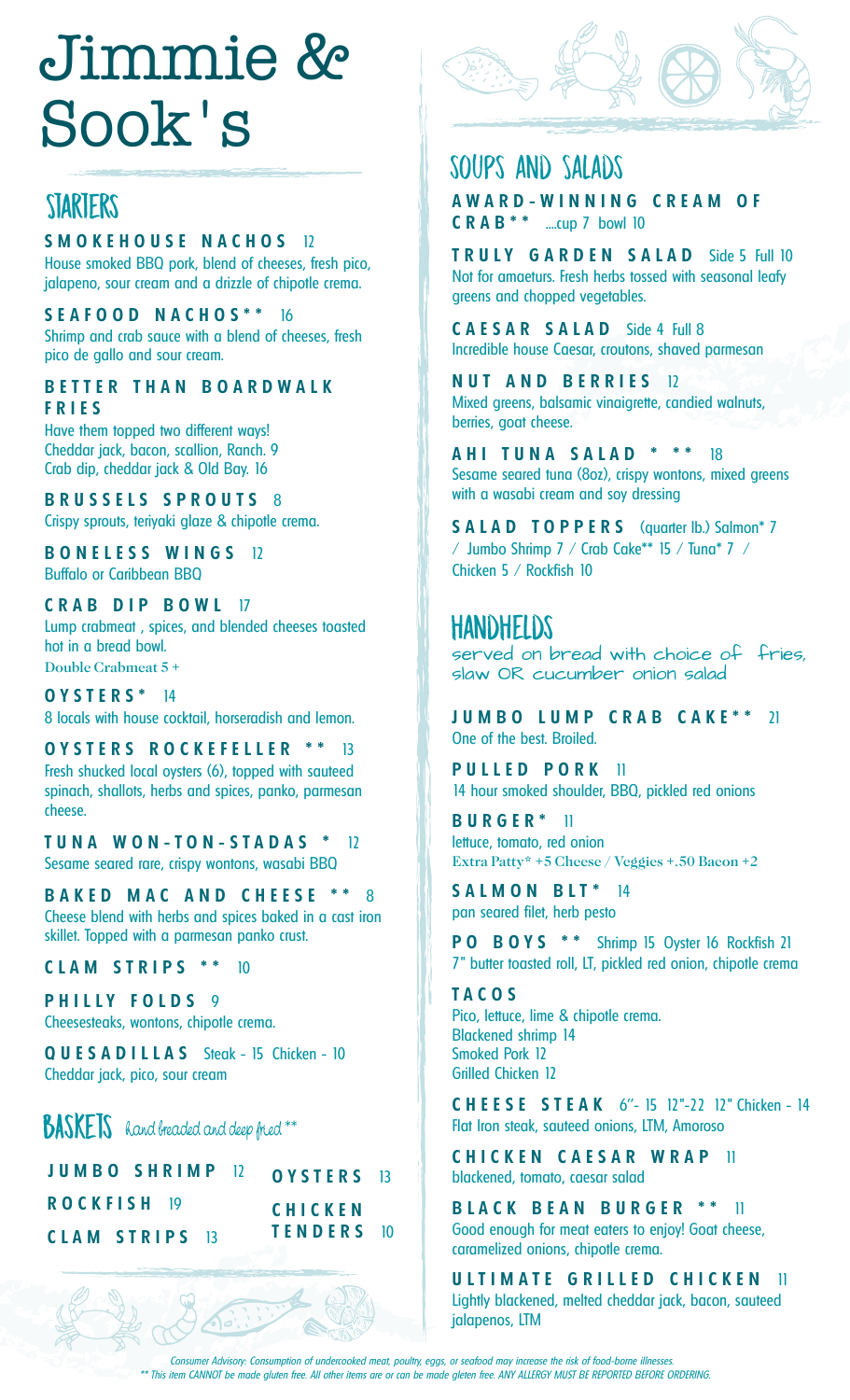# Jimmie & Sook's

## STARTERS

**SMOKEHOUSE NACHOS** 12
House smoked BBQ pork, blend of cheeses, fresh pico, jalapeno, sour cream and a drizzle of chipotle crema.

**SEAFOOD NACHOS**** 16
Shrimp and crab sauce with a blend of cheeses, fresh pico de gallo and sour cream.

**BETTER THAN BOARDWALK FRIES**
Have them topped two different ways!
Cheddar jack, bacon, scallion, Ranch. 9
Crab dip, cheddar jack & Old Bay. 16

**BRUSSELS SPROUTS** 8
Crispy sprouts, teriyaki glaze & chipotle crema.

**BONELESS WINGS** 12
Buffalo or Caribbean BBQ

**CRAB DIP BOWL** 17
Lump crabmeat , spices, and blended cheeses toasted hot in a bread bowl.
Double Crabmeat 5 +

**OYSTERS*** 14
8 locals with house cocktail, horseradish and lemon.

**OYSTERS ROCKEFELLER **** 13
Fresh shucked local oysters (6), topped with sauteed spinach, shallots, herbs and spices, panko, parmesan cheese.

**TUNA WON-TON-STADAS *** 12
Sesame seared rare, crispy wontons, wasabi BBQ

**BAKED MAC AND CHEESE **** 8
Cheese blend with herbs and spices baked in a cast iron skillet. Topped with a parmesan panko crust.

**CLAM STRIPS **** 10

**PHILLY FOLDS** 9
Cheesesteaks, wontons, chipotle crema.

**QUESADILLAS** Steak - 15 Chicken - 10
Cheddar jack, pico, sour cream

## BASKETS
*hand breaded and deep fried ***

**JUMBO SHRIMP** 12
**ROCKFISH** 19
**CLAM STRIPS** 13
**OYSTERS** 13
**CHICKEN TENDERS** 10

## SOUPS AND SALADS

**AWARD-WINNING CREAM OF CRAB**** ....cup 7 bowl 10

**TRULY GARDEN SALAD** Side 5 Full 10
Not for amaeturs. Fresh herbs tossed with seasonal leafy greens and chopped vegetables.

**CAESAR SALAD** Side 4 Full 8
Incredible house Caesar, croutons, shaved parmesan

**NUT AND BERRIES** 12
Mixed greens, balsamic vinaigrette, candied walnuts, berries, goat cheese.

**AHI TUNA SALAD * **** 18
Sesame seared tuna (8oz), crispy wontons, mixed greens with a wasabi cream and soy dressing

**SALAD TOPPERS** (quarter lb.) Salmon* 7 / Jumbo Shrimp 7 / Crab Cake** 15 / Tuna* 7 / Chicken 5 / Rockfish 10

## HANDHELDS
served on bread with choice of fries, slaw OR cucumber onion salad

**JUMBO LUMP CRAB CAKE**** 21
One of the best. Broiled.

**PULLED PORK** 11
14 hour smoked shoulder, BBQ, pickled red onions

**BURGER*** 11
lettuce, tomato, red onion
Extra Patty* +5 Cheese / Veggies +.50 Bacon +2

**SALMON BLT*** 14
pan seared filet, herb pesto

**PO BOYS **** Shrimp 15 Oyster 16 Rockfish 21
7" butter toasted roll, LT, pickled red onion, chipotle crema

**TACOS**
Pico, lettuce, lime & chipotle crema.
Blackened shrimp 14
Smoked Pork 12
Grilled Chicken 12

**CHEESE STEAK** 6"- 15 12"-22 12" Chicken - 14
Flat Iron steak, sauteed onions, LTM, Amoroso

**CHICKEN CAESAR WRAP** 11
blackened, tomato, caesar salad

**BLACK BEAN BURGER **** 11
Good enough for meat eaters to enjoy! Goat cheese, caramelized onions, chipotle crema.

**ULTIMATE GRILLED CHICKEN** 11
Lightly blackened, melted cheddar jack, bacon, sauteed jalapenos, LTM

*Consumer Advisory: Consumption of undercooked meat, poultry, eggs, or seafood may increase the risk of food-borne illnesses.*
*** This item CANNOT be made gluten free. All other items are or can be made gleten free. ANY ALLERGY MUST BE REPORTED BEFORE ORDERING.*